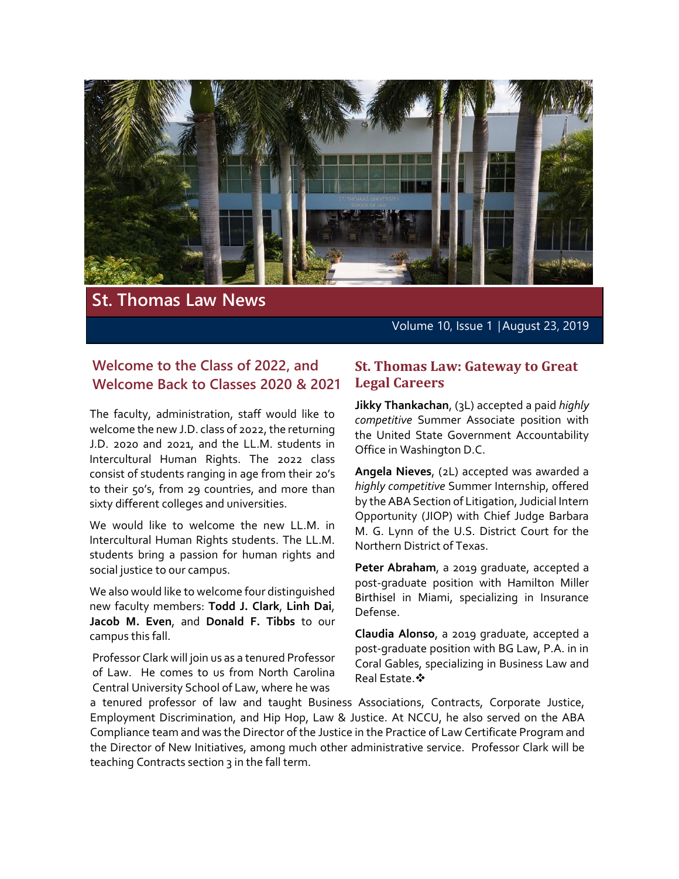# St. Thomas Law News

Volume 10, Issue 1 | August 23, 2019

## Welcome to the Class of 2022, and Welcome Back to Classes 2020 & 2021

The faculty, administration, staff would like to welcome the new J.D. class of 2022, the returning J.D. 2020 and 2021, and the LL.M. students in Intercultural Human Rights. The 2022 class consist of students ranging in age from their 20's to their 50's, from 29 countries, and more than sixty different colleges and universities.

We would like to welcome the new LL.M. in Intercultural Human Rights students. The LL.M. students bring a passion for human rights and social justice to our campus.

We also would like to welcome four distinguished new faculty members: **Todd J. Clark**, **Linh Dai**, **Jacob M. Even**, and **Donald F. Tibbs** to our campus this fall.

Professor Clark will join us as a tenured Professor of Law. He comes to us from North Carolina Central University School of Law, where he was a tenured professor of law and taught Business Associations, Contracts, Corporate Justice, Employment Discrimination, and Hip Hop, Law & Justice. At NCCU, he also served on the ABA Compliance team and was the Director of the Justice in the Practice of Law Certificate Program and the Director of New Initiatives, among much other administrative service. Professor Clark will be teaching Contracts section 3 in the fall term.

## St. Thomas Law: Gateway to Great Legal Careers

**Jikky Thankachan**, (3L) accepted a paid *highly competitive* Summer Associate position with the United State Government Accountability Office in Washington D.C.

**Angela Nieves**, (2L) accepted was awarded a *highly competitive* Summer Internship, offered by the ABA Section of Litigation, Judicial Intern Opportunity (JIOP) with Chief Judge Barbara M. G. Lynn of the U.S. District Court for the Northern District of Texas.

**Peter Abraham**, a 2019 graduate, accepted a post-graduate position with Hamilton Miller Birthisel in Miami, specializing in Insurance Defense.

**Claudia Alonso**, a 2019 graduate, accepted a post-graduate position with BG Law, P.A. in in Coral Gables, specializing in Business Law and Real Estate.❖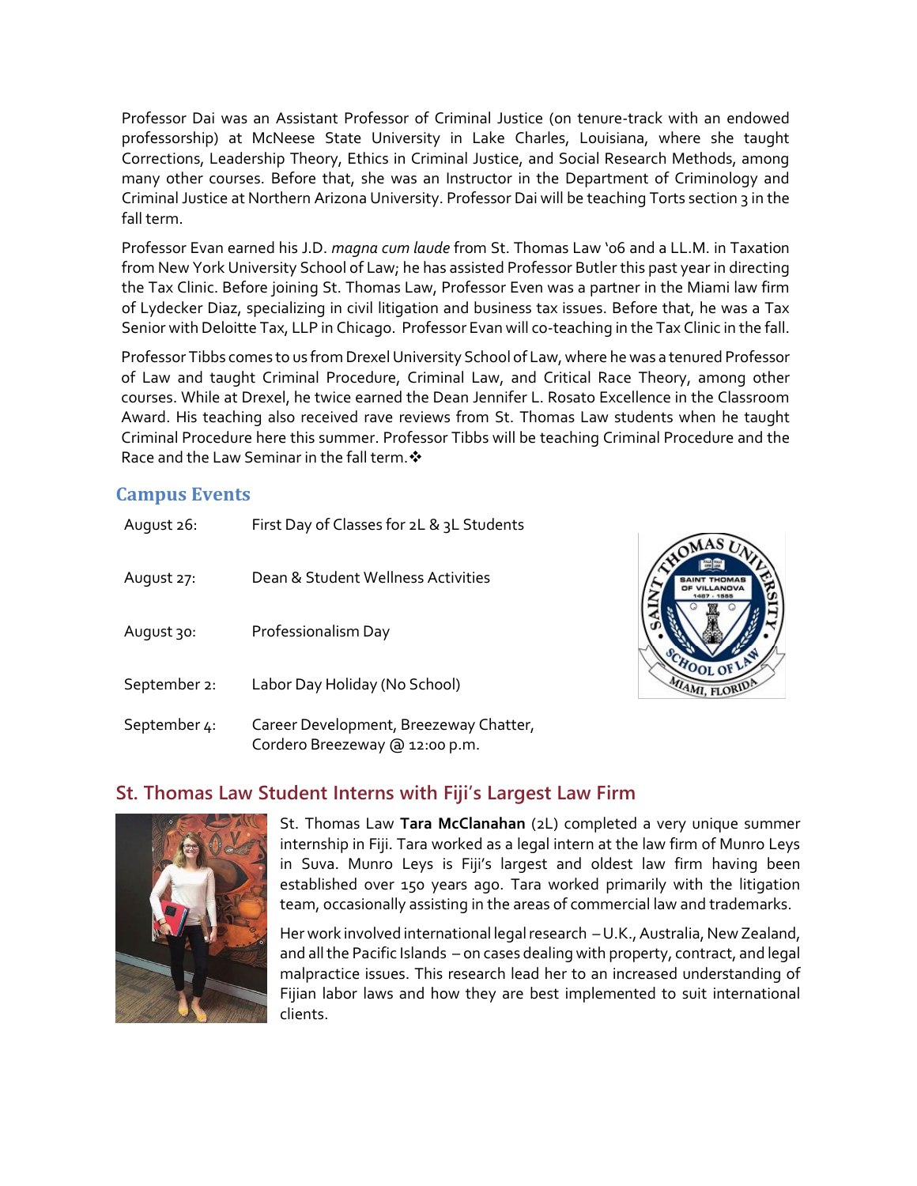Professor Dai was an Assistant Professor of Criminal Justice (on tenure-track with an endowed professorship) at McNeese State University in Lake Charles, Louisiana, where she taught Corrections, Leadership Theory, Ethics in Criminal Justice, and Social Research Methods, among many other courses. Before that, she was an Instructor in the Department of Criminology and Criminal Justice at Northern Arizona University. Professor Dai will be teaching Torts section 3 in the fall term.

Professor Evan earned his J.D. *magna cum laude* from St. Thomas Law '06 and a LL.M. in Taxation from New York University School of Law; he has assisted Professor Butler this past year in directing the Tax Clinic. Before joining St. Thomas Law, Professor Even was a partner in the Miami law firm of Lydecker Diaz, specializing in civil litigation and business tax issues. Before that, he was a Tax Senior with Deloitte Tax, LLP in Chicago. Professor Evan will co-teaching in the Tax Clinic in the fall.

Professor Tibbs comes to us from Drexel University School of Law, where he was a tenured Professor of Law and taught Criminal Procedure, Criminal Law, and Critical Race Theory, among other courses. While at Drexel, he twice earned the Dean Jennifer L. Rosato Excellence in the Classroom Award. His teaching also received rave reviews from St. Thomas Law students when he taught Criminal Procedure here this summer. Professor Tibbs will be teaching Criminal Procedure and the Race and the Law Seminar in the fall term.❖

## Campus Events

| | |
|---|---|
| August 26: | First Day of Classes for 2L & 3L Students |
| August 27: | Dean & Student Wellness Activities |
| August 30: | Professionalism Day |
| September 2: | Labor Day Holiday (No School) |
| September 4: | Career Development, Breezeway Chatter, Cordero Breezeway @ 12:00 p.m. |

## St. Thomas Law Student Interns with Fiji's Largest Law Firm

St. Thomas Law **Tara McClanahan** (2L) completed a very unique summer internship in Fiji. Tara worked as a legal intern at the law firm of Munro Leys in Suva. Munro Leys is Fiji's largest and oldest law firm having been established over 150 years ago. Tara worked primarily with the litigation team, occasionally assisting in the areas of commercial law and trademarks.

Her work involved international legal research – U.K., Australia, New Zealand, and all the Pacific Islands – on cases dealing with property, contract, and legal malpractice issues. This research lead her to an increased understanding of Fijian labor laws and how they are best implemented to suit international clients.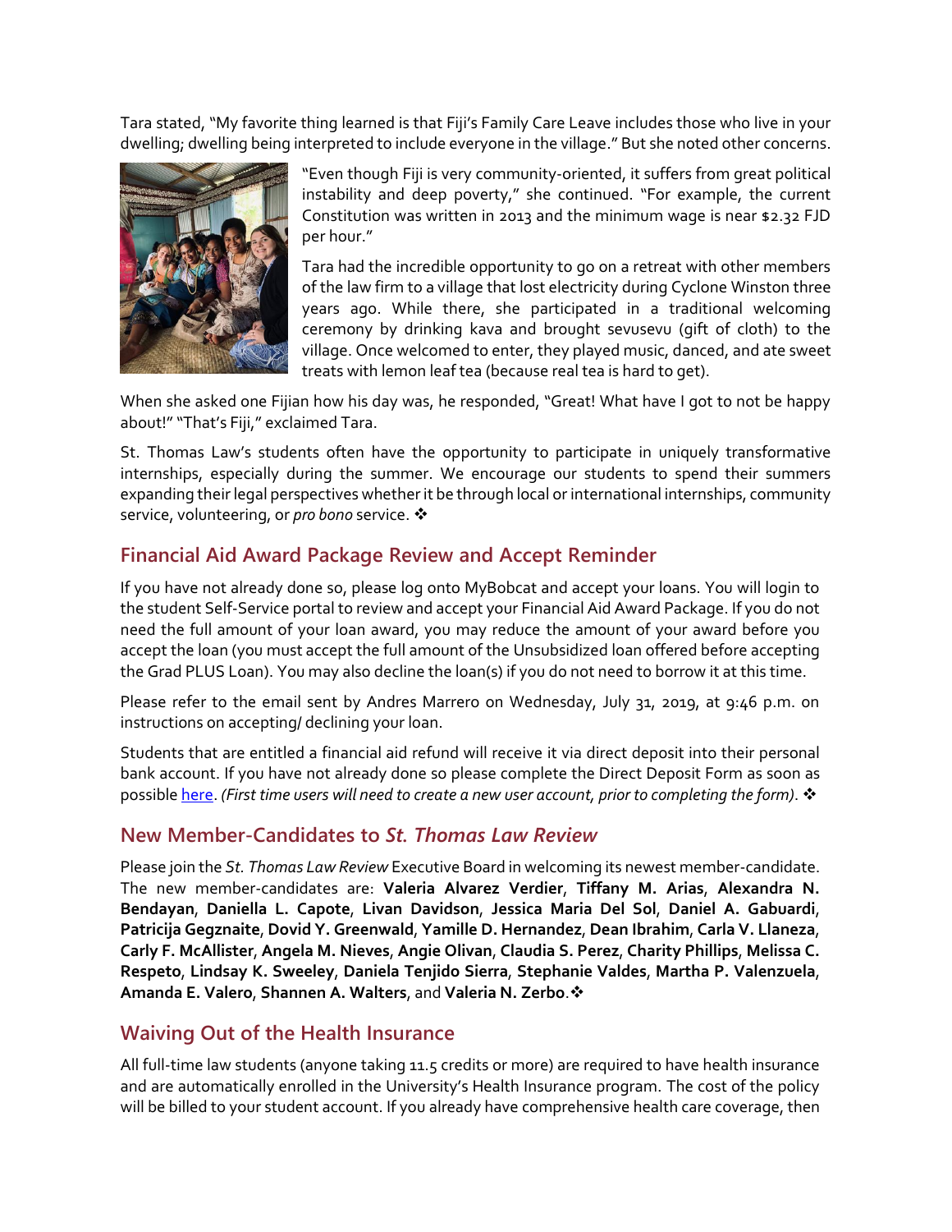Tara stated, "My favorite thing learned is that Fiji's Family Care Leave includes those who live in your dwelling; dwelling being interpreted to include everyone in the village." But she noted other concerns.

"Even though Fiji is very community-oriented, it suffers from great political instability and deep poverty," she continued. "For example, the current Constitution was written in 2013 and the minimum wage is near $2.32 FJD per hour."

Tara had the incredible opportunity to go on a retreat with other members of the law firm to a village that lost electricity during Cyclone Winston three years ago. While there, she participated in a traditional welcoming ceremony by drinking kava and brought sevusevu (gift of cloth) to the village. Once welcomed to enter, they played music, danced, and ate sweet treats with lemon leaf tea (because real tea is hard to get).

When she asked one Fijian how his day was, he responded, "Great! What have I got to not be happy about!" "That's Fiji," exclaimed Tara.

St. Thomas Law's students often have the opportunity to participate in uniquely transformative internships, especially during the summer. We encourage our students to spend their summers expanding their legal perspectives whether it be through local or international internships, community service, volunteering, or *pro bono* service. ❖

## Financial Aid Award Package Review and Accept Reminder

If you have not already done so, please log onto MyBobcat and accept your loans. You will login to the student Self-Service portal to review and accept your Financial Aid Award Package. If you do not need the full amount of your loan award, you may reduce the amount of your award before you accept the loan (you must accept the full amount of the Unsubsidized loan offered before accepting the Grad PLUS Loan). You may also decline the loan(s) if you do not need to borrow it at this time.

Please refer to the email sent by Andres Marrero on Wednesday, July 31, 2019, at 9:46 p.m. on instructions on accepting/ declining your loan.

Students that are entitled a financial aid refund will receive it via direct deposit into their personal bank account. If you have not already done so please complete the Direct Deposit Form as soon as possible here. *(First time users will need to create a new user account, prior to completing the form)*. ❖

## New Member-Candidates to *St. Thomas Law Review*

Please join the *St. Thomas Law Review* Executive Board in welcoming its newest member-candidate. The new member-candidates are: **Valeria Alvarez Verdier**, **Tiffany M. Arias**, **Alexandra N. Bendayan**, **Daniella L. Capote**, **Livan Davidson**, **Jessica Maria Del Sol**, **Daniel A. Gabuardi**, **Patricija Gegznaite**, **Dovid Y. Greenwald**, **Yamille D. Hernandez**, **Dean Ibrahim**, **Carla V. Llaneza**, **Carly F. McAllister**, **Angela M. Nieves**, **Angie Olivan**, **Claudia S. Perez**, **Charity Phillips**, **Melissa C. Respeto**, **Lindsay K. Sweeley**, **Daniela Tenjido Sierra**, **Stephanie Valdes**, **Martha P. Valenzuela**, **Amanda E. Valero**, **Shannen A. Walters**, and **Valeria N. Zerbo**.❖

## Waiving Out of the Health Insurance

All full-time law students (anyone taking 11.5 credits or more) are required to have health insurance and are automatically enrolled in the University's Health Insurance program. The cost of the policy will be billed to your student account. If you already have comprehensive health care coverage, then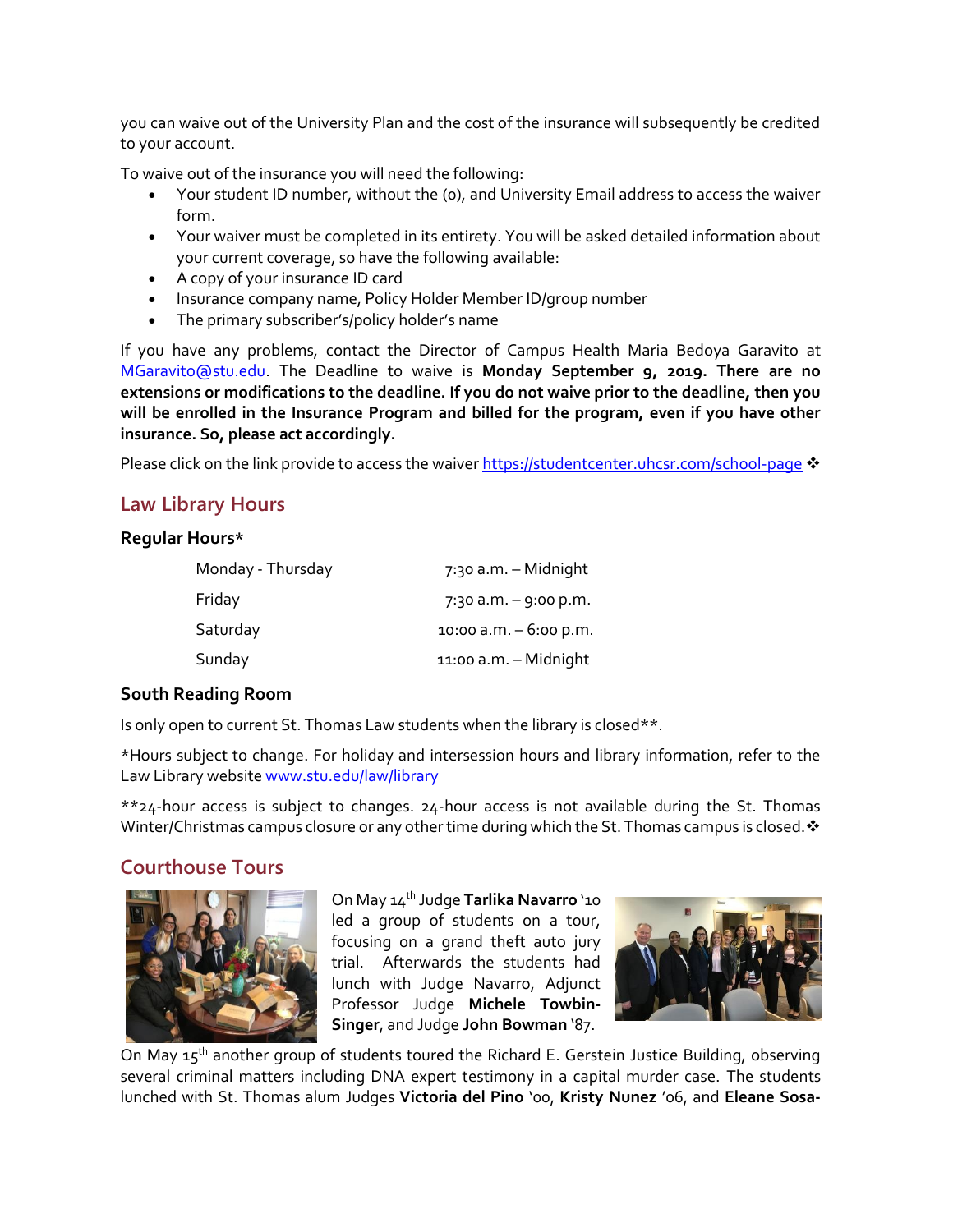you can waive out of the University Plan and the cost of the insurance will subsequently be credited to your account.

To waive out of the insurance you will need the following:

- Your student ID number, without the (0), and University Email address to access the waiver form.
- Your waiver must be completed in its entirety. You will be asked detailed information about your current coverage, so have the following available:
- A copy of your insurance ID card
- Insurance company name, Policy Holder Member ID/group number
- The primary subscriber's/policy holder's name

If you have any problems, contact the Director of Campus Health Maria Bedoya Garavito at MGaravito@stu.edu. The Deadline to waive is **Monday September 9, 2019. There are no extensions or modifications to the deadline. If you do not waive prior to the deadline, then you will be enrolled in the Insurance Program and billed for the program, even if you have other insurance. So, please act accordingly.**

Please click on the link provide to access the waiver https://studentcenter.uhcsr.com/school-page ❖

## Law Library Hours

### Regular Hours*

| | |
|---|---|
| Monday - Thursday | 7:30 a.m. – Midnight |
| Friday | 7:30 a.m. – 9:00 p.m. |
| Saturday | 10:00 a.m. – 6:00 p.m. |
| Sunday | 11:00 a.m. – Midnight |

### South Reading Room

Is only open to current St. Thomas Law students when the library is closed**.

*Hours subject to change. For holiday and intersession hours and library information, refer to the Law Library website www.stu.edu/law/library

**24-hour access is subject to changes. 24-hour access is not available during the St. Thomas Winter/Christmas campus closure or any other time during which the St. Thomas campus is closed. ❖

## Courthouse Tours

On May 14th Judge **Tarlika Navarro** '10 led a group of students on a tour, focusing on a grand theft auto jury trial. Afterwards the students had lunch with Judge Navarro, Adjunct Professor Judge **Michele Towbin-Singer**, and Judge **John Bowman** '87.

On May 15th another group of students toured the Richard E. Gerstein Justice Building, observing several criminal matters including DNA expert testimony in a capital murder case. The students lunched with St. Thomas alum Judges **Victoria del Pino** '00, **Kristy Nunez** '06, and **Eleane Sosa-**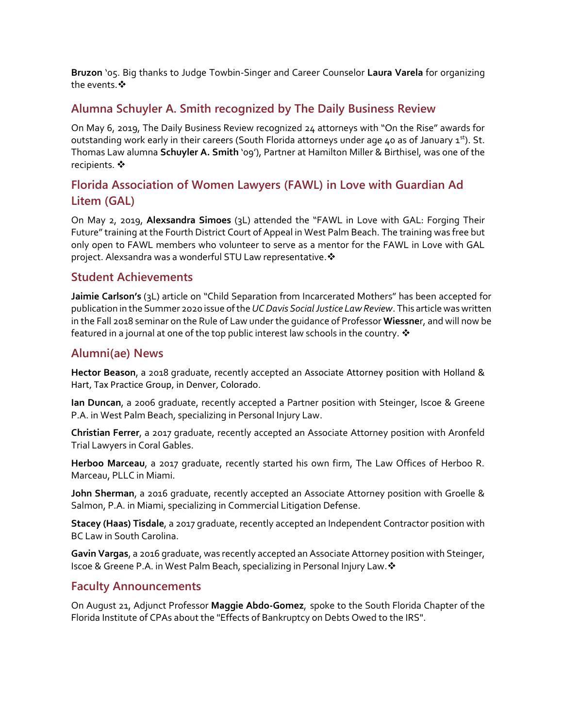**Bruzon** '05. Big thanks to Judge Towbin-Singer and Career Counselor **Laura Varela** for organizing the events.❖

## Alumna Schuyler A. Smith recognized by The Daily Business Review

On May 6, 2019, The Daily Business Review recognized 24 attorneys with "On the Rise" awards for outstanding work early in their careers (South Florida attorneys under age 40 as of January 1st). St. Thomas Law alumna **Schuyler A. Smith** '09'), Partner at Hamilton Miller & Birthisel, was one of the recipients. ❖

## Florida Association of Women Lawyers (FAWL) in Love with Guardian Ad Litem (GAL)

On May 2, 2019, **Alexsandra Simoes** (3L) attended the "FAWL in Love with GAL: Forging Their Future" training at the Fourth District Court of Appeal in West Palm Beach. The training was free but only open to FAWL members who volunteer to serve as a mentor for the FAWL in Love with GAL project. Alexsandra was a wonderful STU Law representative.❖

## Student Achievements

**Jaimie Carlson's** (3L) article on "Child Separation from Incarcerated Mothers" has been accepted for publication in the Summer 2020 issue of the *UC Davis Social Justice Law Review*. This article was written in the Fall 2018 seminar on the Rule of Law under the guidance of Professor **Wiessne**r, and will now be featured in a journal at one of the top public interest law schools in the country. ❖

## Alumni(ae) News

**Hector Beason**, a 2018 graduate, recently accepted an Associate Attorney position with Holland & Hart, Tax Practice Group, in Denver, Colorado.

**Ian Duncan**, a 2006 graduate, recently accepted a Partner position with Steinger, Iscoe & Greene P.A. in West Palm Beach, specializing in Personal Injury Law.

**Christian Ferrer**, a 2017 graduate, recently accepted an Associate Attorney position with Aronfeld Trial Lawyers in Coral Gables.

**Herboo Marceau**, a 2017 graduate, recently started his own firm, The Law Offices of Herboo R. Marceau, PLLC in Miami.

**John Sherman**, a 2016 graduate, recently accepted an Associate Attorney position with Groelle & Salmon, P.A. in Miami, specializing in Commercial Litigation Defense.

**Stacey (Haas) Tisdale**, a 2017 graduate, recently accepted an Independent Contractor position with BC Law in South Carolina.

**Gavin Vargas**, a 2016 graduate, was recently accepted an Associate Attorney position with Steinger, Iscoe & Greene P.A. in West Palm Beach, specializing in Personal Injury Law.❖

## Faculty Announcements

On August 21, Adjunct Professor **Maggie Abdo-Gomez**, spoke to the South Florida Chapter of the Florida Institute of CPAs about the "Effects of Bankruptcy on Debts Owed to the IRS".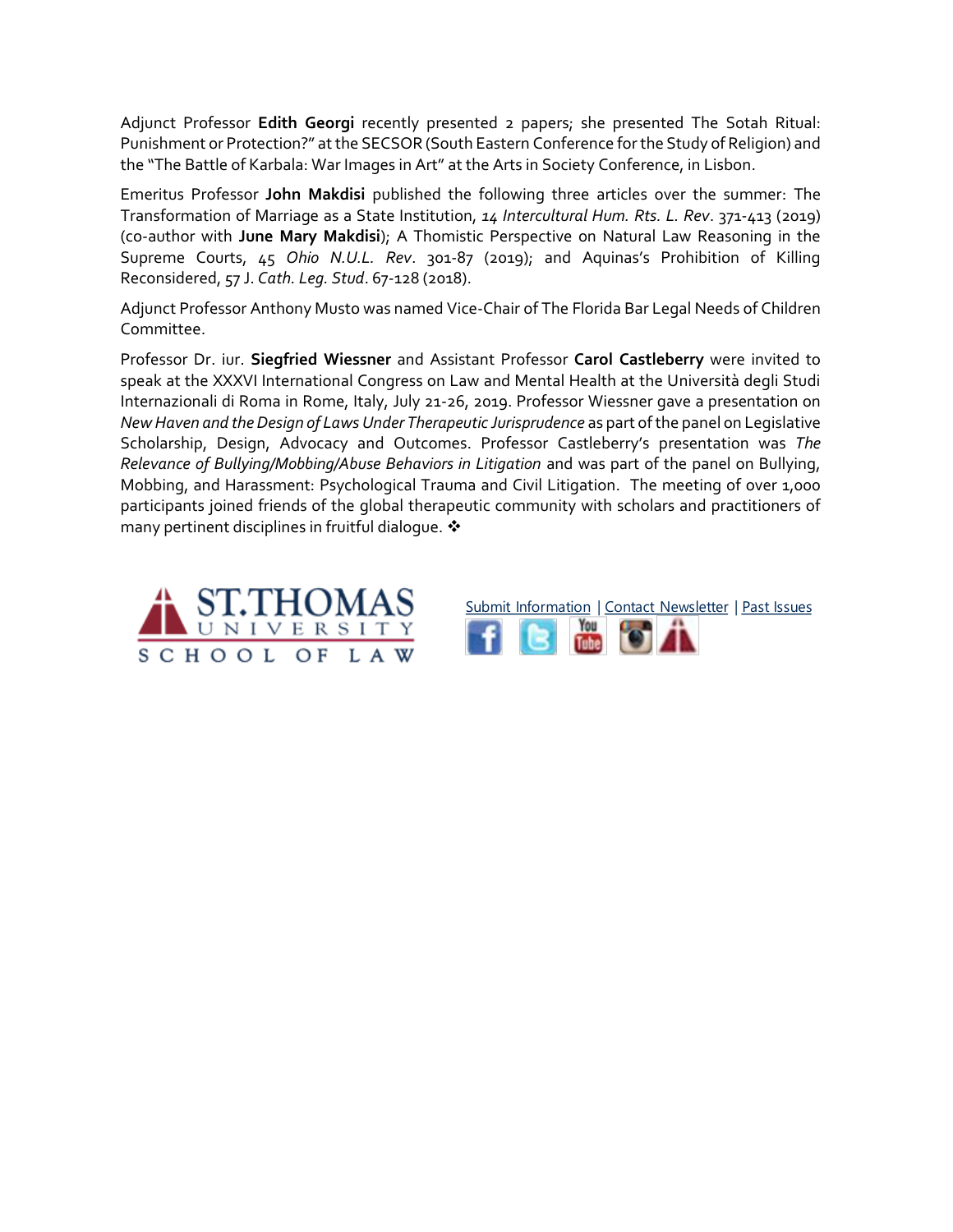Adjunct Professor **Edith Georgi** recently presented 2 papers; she presented The Sotah Ritual: Punishment or Protection?" at the SECSOR (South Eastern Conference for the Study of Religion) and the "The Battle of Karbala: War Images in Art" at the Arts in Society Conference, in Lisbon.

Emeritus Professor **John Makdisi** published the following three articles over the summer: The Transformation of Marriage as a State Institution, *14 Intercultural Hum. Rts. L. Rev*. 371-413 (2019) (co-author with **June Mary Makdisi**); A Thomistic Perspective on Natural Law Reasoning in the Supreme Courts, 45 *Ohio N.U.L. Rev*. 301-87 (2019); and Aquinas's Prohibition of Killing Reconsidered, 57 J. *Cath. Leg. Stud*. 67-128 (2018).

Adjunct Professor Anthony Musto was named Vice-Chair of The Florida Bar Legal Needs of Children Committee.

Professor Dr. iur. **Siegfried Wiessner** and Assistant Professor **Carol Castleberry** were invited to speak at the XXXVI International Congress on Law and Mental Health at the Università degli Studi Internazionali di Roma in Rome, Italy, July 21-26, 2019. Professor Wiessner gave a presentation on *New Haven and the Design of Laws Under Therapeutic Jurisprudence* as part of the panel on Legislative Scholarship, Design, Advocacy and Outcomes. Professor Castleberry's presentation was *The Relevance of Bullying/Mobbing/Abuse Behaviors in Litigation* and was part of the panel on Bullying, Mobbing, and Harassment: Psychological Trauma and Civil Litigation. The meeting of over 1,000 participants joined friends of the global therapeutic community with scholars and practitioners of many pertinent disciplines in fruitful dialogue. ❖

ST.THOMAS UNIVERSITY SCHOOL OF LAW

Submit Information | Contact Newsletter | Past Issues